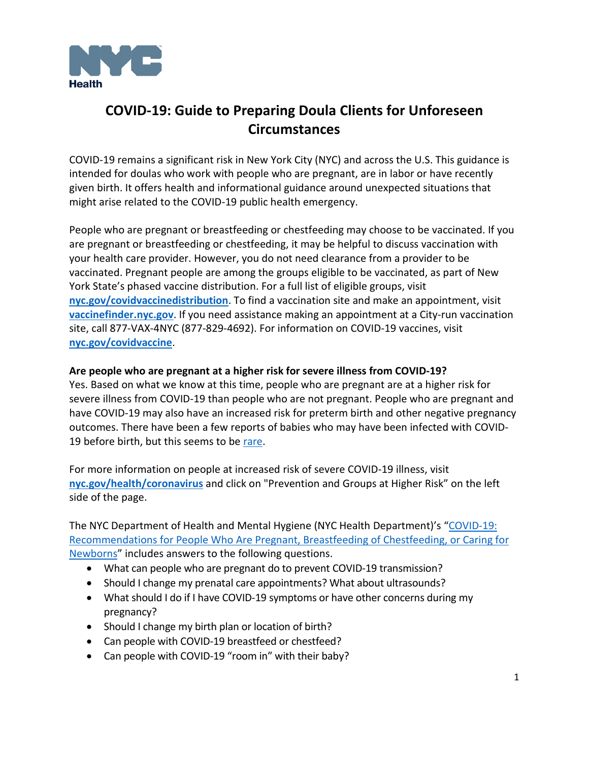NYC Health

# COVID-19: Guide to Preparing Doula Clients for Unforeseen Circumstances

COVID-19 remains a significant risk in New York City (NYC) and across the U.S. This guidance is intended for doulas who work with people who are pregnant, are in labor or have recently given birth. It offers health and informational guidance around unexpected situations that might arise related to the COVID-19 public health emergency.

People who are pregnant or breastfeeding or chestfeeding may choose to be vaccinated. If you are pregnant or breastfeeding or chestfeeding, it may be helpful to discuss vaccination with your health care provider. However, you do not need clearance from a provider to be vaccinated. Pregnant people are among the groups eligible to be vaccinated, as part of New York State's phased vaccine distribution. For a full list of eligible groups, visit **nyc.gov/covidvaccinedistribution**. To find a vaccination site and make an appointment, visit **vaccinefinder.nyc.gov**. If you need assistance making an appointment at a City-run vaccination site, call 877-VAX-4NYC (877-829-4692). For information on COVID-19 vaccines, visit **nyc.gov/covidvaccine**.

**Are people who are pregnant at a higher risk for severe illness from COVID-19?**

Yes. Based on what we know at this time, people who are pregnant are at a higher risk for severe illness from COVID-19 than people who are not pregnant. People who are pregnant and have COVID-19 may also have an increased risk for preterm birth and other negative pregnancy outcomes. There have been a few reports of babies who may have been infected with COVID-19 before birth, but this seems to be rare.

For more information on people at increased risk of severe COVID-19 illness, visit **nyc.gov/health/coronavirus** and click on "Prevention and Groups at Higher Risk" on the left side of the page.

The NYC Department of Health and Mental Hygiene (NYC Health Department)'s "COVID-19: Recommendations for People Who Are Pregnant, Breastfeeding of Chestfeeding, or Caring for Newborns" includes answers to the following questions.

- What can people who are pregnant do to prevent COVID-19 transmission?
- Should I change my prenatal care appointments? What about ultrasounds?
- What should I do if I have COVID-19 symptoms or have other concerns during my pregnancy?
- Should I change my birth plan or location of birth?
- Can people with COVID-19 breastfeed or chestfeed?
- Can people with COVID-19 "room in" with their baby?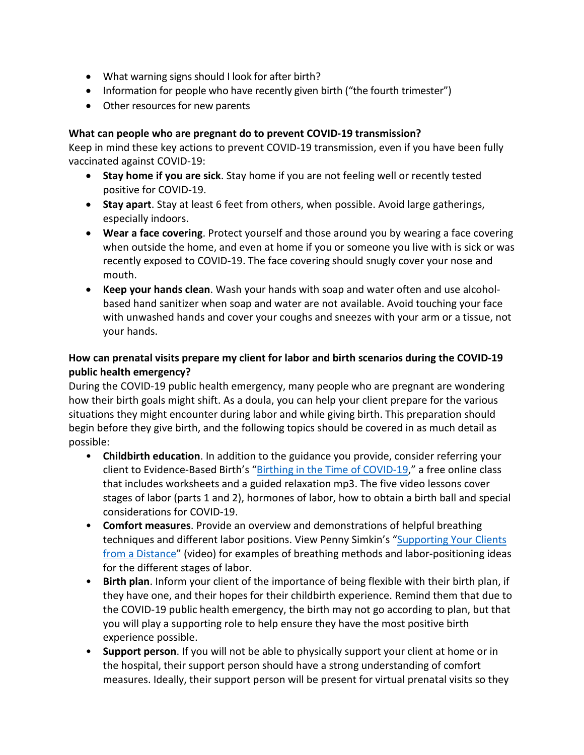- What warning signs should I look for after birth?
- Information for people who have recently given birth ("the fourth trimester")
- Other resources for new parents

**What can people who are pregnant do to prevent COVID-19 transmission?**

Keep in mind these key actions to prevent COVID-19 transmission, even if you have been fully vaccinated against COVID-19:

- **Stay home if you are sick**. Stay home if you are not feeling well or recently tested positive for COVID-19.
- **Stay apart**. Stay at least 6 feet from others, when possible. Avoid large gatherings, especially indoors.
- **Wear a face covering**. Protect yourself and those around you by wearing a face covering when outside the home, and even at home if you or someone you live with is sick or was recently exposed to COVID-19. The face covering should snugly cover your nose and mouth.
- **Keep your hands clean**. Wash your hands with soap and water often and use alcohol-based hand sanitizer when soap and water are not available. Avoid touching your face with unwashed hands and cover your coughs and sneezes with your arm or a tissue, not your hands.

**How can prenatal visits prepare my client for labor and birth scenarios during the COVID-19 public health emergency?**

During the COVID-19 public health emergency, many people who are pregnant are wondering how their birth goals might shift. As a doula, you can help your client prepare for the various situations they might encounter during labor and while giving birth. This preparation should begin before they give birth, and the following topics should be covered in as much detail as possible:

- **Childbirth education**. In addition to the guidance you provide, consider referring your client to Evidence-Based Birth's "Birthing in the Time of COVID-19," a free online class that includes worksheets and a guided relaxation mp3. The five video lessons cover stages of labor (parts 1 and 2), hormones of labor, how to obtain a birth ball and special considerations for COVID-19.
- **Comfort measures**. Provide an overview and demonstrations of helpful breathing techniques and different labor positions. View Penny Simkin's "Supporting Your Clients from a Distance" (video) for examples of breathing methods and labor-positioning ideas for the different stages of labor.
- **Birth plan**. Inform your client of the importance of being flexible with their birth plan, if they have one, and their hopes for their childbirth experience. Remind them that due to the COVID-19 public health emergency, the birth may not go according to plan, but that you will play a supporting role to help ensure they have the most positive birth experience possible.
- **Support person**. If you will not be able to physically support your client at home or in the hospital, their support person should have a strong understanding of comfort measures. Ideally, their support person will be present for virtual prenatal visits so they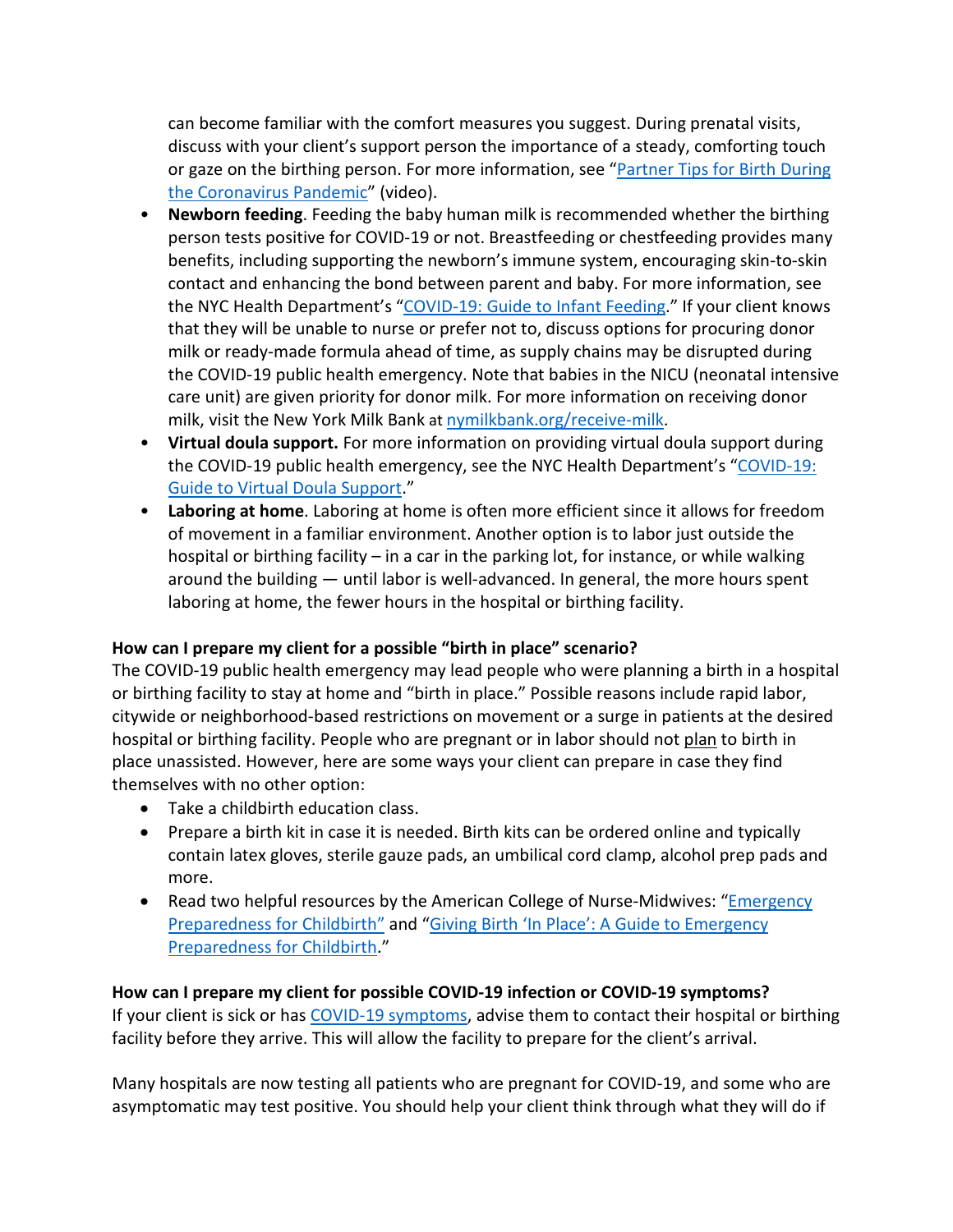can become familiar with the comfort measures you suggest. During prenatal visits, discuss with your client's support person the importance of a steady, comforting touch or gaze on the birthing person. For more information, see "[Partner Tips for Birth During the Coronavirus Pandemic]" (video).

- **Newborn feeding**. Feeding the baby human milk is recommended whether the birthing person tests positive for COVID-19 or not. Breastfeeding or chestfeeding provides many benefits, including supporting the newborn's immune system, encouraging skin-to-skin contact and enhancing the bond between parent and baby. For more information, see the NYC Health Department's "COVID-19: Guide to Infant Feeding." If your client knows that they will be unable to nurse or prefer not to, discuss options for procuring donor milk or ready-made formula ahead of time, as supply chains may be disrupted during the COVID-19 public health emergency. Note that babies in the NICU (neonatal intensive care unit) are given priority for donor milk. For more information on receiving donor milk, visit the New York Milk Bank at nymilkbank.org/receive-milk.
- **Virtual doula support.** For more information on providing virtual doula support during the COVID-19 public health emergency, see the NYC Health Department's "COVID-19: Guide to Virtual Doula Support."
- **Laboring at home**. Laboring at home is often more efficient since it allows for freedom of movement in a familiar environment. Another option is to labor just outside the hospital or birthing facility – in a car in the parking lot, for instance, or while walking around the building — until labor is well-advanced. In general, the more hours spent laboring at home, the fewer hours in the hospital or birthing facility.

**How can I prepare my client for a possible "birth in place" scenario?**

The COVID-19 public health emergency may lead people who were planning a birth in a hospital or birthing facility to stay at home and "birth in place." Possible reasons include rapid labor, citywide or neighborhood-based restrictions on movement or a surge in patients at the desired hospital or birthing facility. People who are pregnant or in labor should not plan to birth in place unassisted. However, here are some ways your client can prepare in case they find themselves with no other option:

- Take a childbirth education class.
- Prepare a birth kit in case it is needed. Birth kits can be ordered online and typically contain latex gloves, sterile gauze pads, an umbilical cord clamp, alcohol prep pads and more.
- Read two helpful resources by the American College of Nurse-Midwives: "Emergency Preparedness for Childbirth" and "Giving Birth 'In Place': A Guide to Emergency Preparedness for Childbirth."

**How can I prepare my client for possible COVID-19 infection or COVID-19 symptoms?**

If your client is sick or has COVID-19 symptoms, advise them to contact their hospital or birthing facility before they arrive. This will allow the facility to prepare for the client's arrival.

Many hospitals are now testing all patients who are pregnant for COVID-19, and some who are asymptomatic may test positive. You should help your client think through what they will do if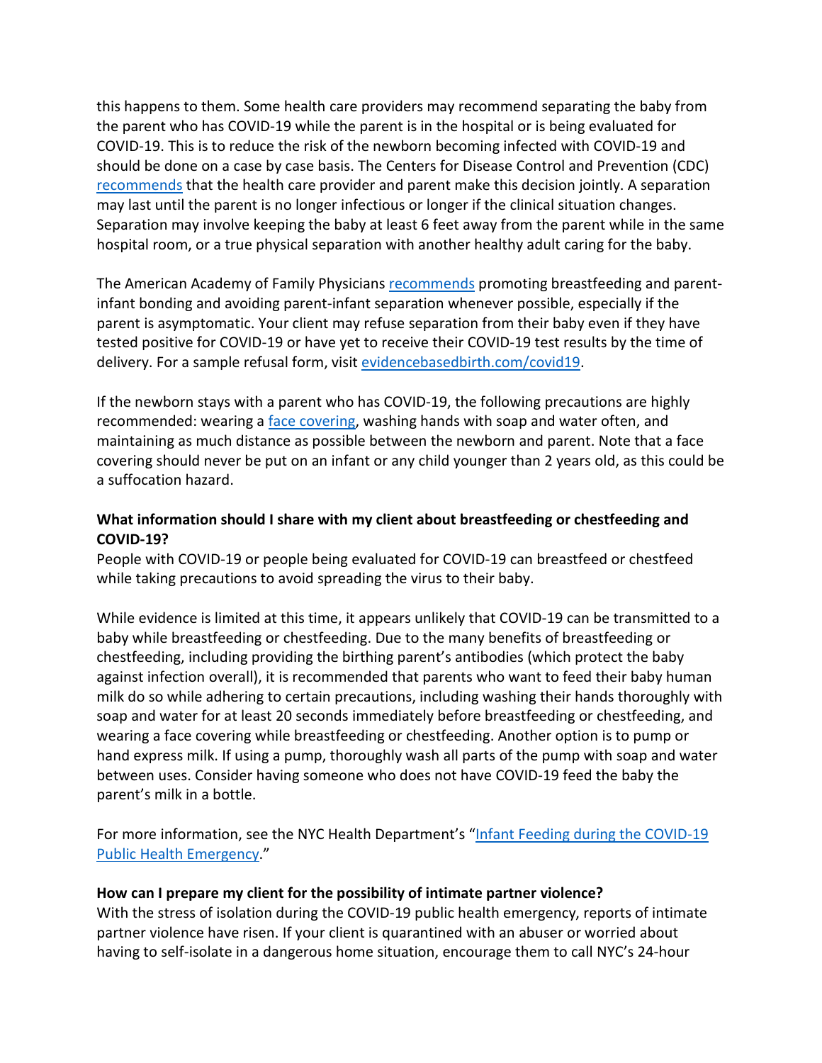this happens to them. Some health care providers may recommend separating the baby from the parent who has COVID-19 while the parent is in the hospital or is being evaluated for COVID-19. This is to reduce the risk of the newborn becoming infected with COVID-19 and should be done on a case by case basis. The Centers for Disease Control and Prevention (CDC) recommends that the health care provider and parent make this decision jointly. A separation may last until the parent is no longer infectious or longer if the clinical situation changes. Separation may involve keeping the baby at least 6 feet away from the parent while in the same hospital room, or a true physical separation with another healthy adult caring for the baby.

The American Academy of Family Physicians recommends promoting breastfeeding and parent-infant bonding and avoiding parent-infant separation whenever possible, especially if the parent is asymptomatic. Your client may refuse separation from their baby even if they have tested positive for COVID-19 or have yet to receive their COVID-19 test results by the time of delivery. For a sample refusal form, visit evidencebasedbirth.com/covid19.

If the newborn stays with a parent who has COVID-19, the following precautions are highly recommended: wearing a face covering, washing hands with soap and water often, and maintaining as much distance as possible between the newborn and parent. Note that a face covering should never be put on an infant or any child younger than 2 years old, as this could be a suffocation hazard.

**What information should I share with my client about breastfeeding or chestfeeding and COVID-19?**

People with COVID-19 or people being evaluated for COVID-19 can breastfeed or chestfeed while taking precautions to avoid spreading the virus to their baby.

While evidence is limited at this time, it appears unlikely that COVID-19 can be transmitted to a baby while breastfeeding or chestfeeding. Due to the many benefits of breastfeeding or chestfeeding, including providing the birthing parent's antibodies (which protect the baby against infection overall), it is recommended that parents who want to feed their baby human milk do so while adhering to certain precautions, including washing their hands thoroughly with soap and water for at least 20 seconds immediately before breastfeeding or chestfeeding, and wearing a face covering while breastfeeding or chestfeeding. Another option is to pump or hand express milk. If using a pump, thoroughly wash all parts of the pump with soap and water between uses. Consider having someone who does not have COVID-19 feed the baby the parent's milk in a bottle.

For more information, see the NYC Health Department's "Infant Feeding during the COVID-19 Public Health Emergency."

**How can I prepare my client for the possibility of intimate partner violence?**

With the stress of isolation during the COVID-19 public health emergency, reports of intimate partner violence have risen. If your client is quarantined with an abuser or worried about having to self-isolate in a dangerous home situation, encourage them to call NYC's 24-hour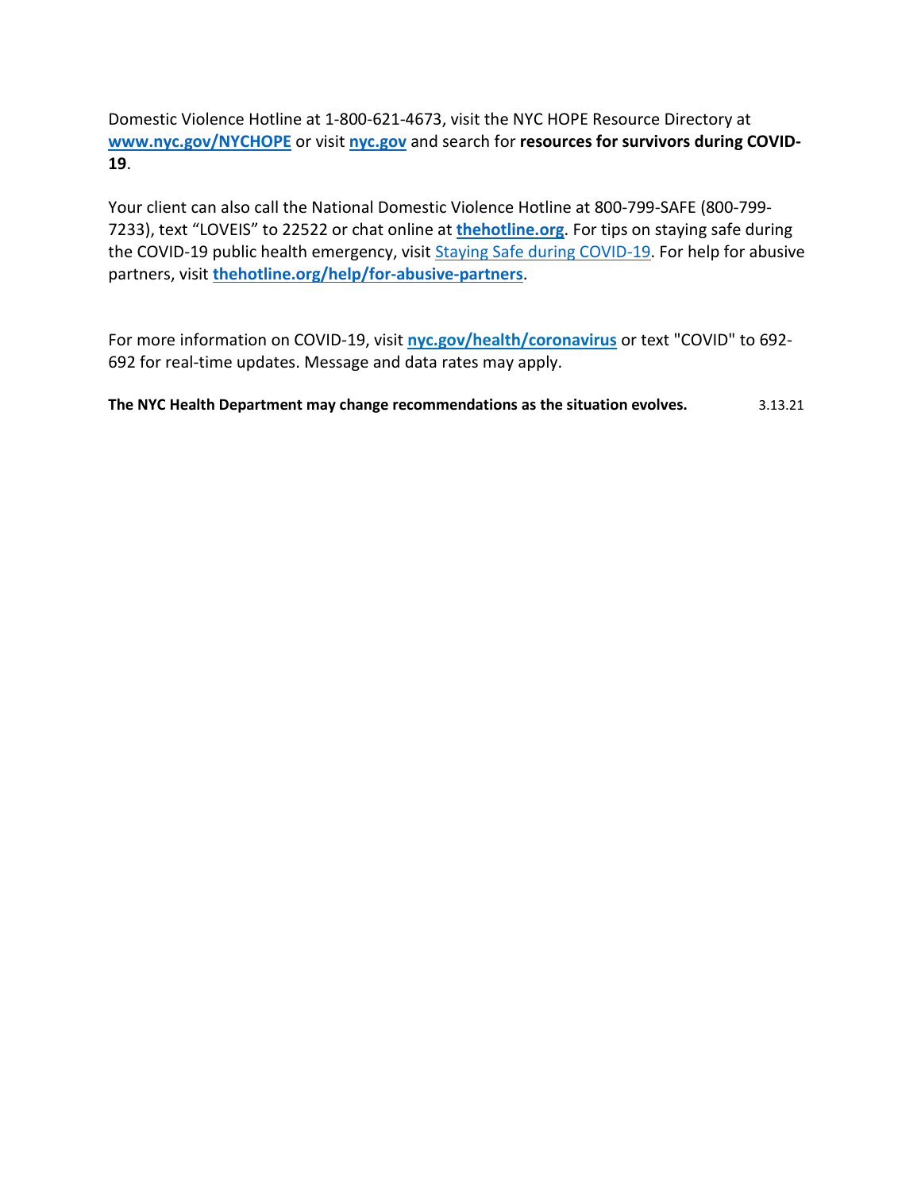Domestic Violence Hotline at 1-800-621-4673, visit the NYC HOPE Resource Directory at **www.nyc.gov/NYCHOPE** or visit **nyc.gov** and search for **resources for survivors during COVID-19**.

Your client can also call the National Domestic Violence Hotline at 800-799-SAFE (800-799-7233), text "LOVEIS" to 22522 or chat online at **thehotline.org**. For tips on staying safe during the COVID-19 public health emergency, visit Staying Safe during COVID-19. For help for abusive partners, visit **thehotline.org/help/for-abusive-partners**.

For more information on COVID-19, visit **nyc.gov/health/coronavirus** or text "COVID" to 692-692 for real-time updates. Message and data rates may apply.

**The NYC Health Department may change recommendations as the situation evolves.** 3.13.21